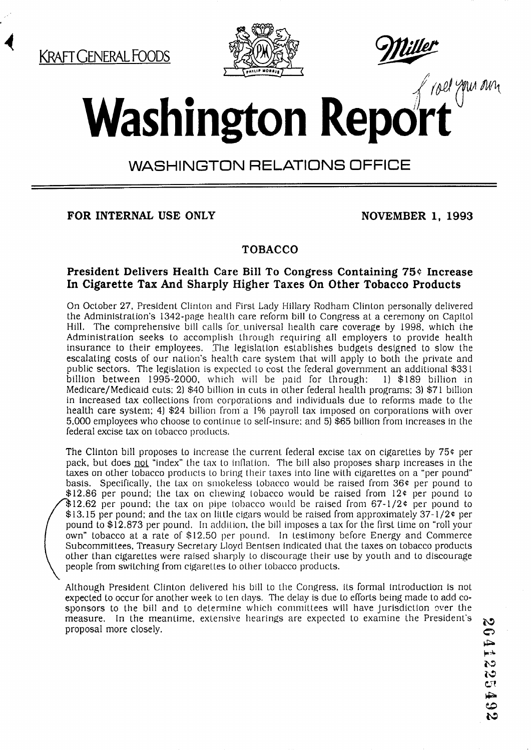KRAFT GENERAL FOODS

Miller

# Washington Report

## WASHINGTON RELATIONS OFFICE

**FOR INTERNAL USE ONLY** **NOVEMBER 1, 1993**

### TOBACCO

#### President Delivers Health Care Bill To Congress Containing 75¢ Increase In Cigarette Tax And Sharply Higher Taxes On Other Tobacco Products

On October 27, President Clinton and First Lady Hillary Rodham Clinton personally delivered the Administration's 1342-page health care reform bill to Congress at a ceremony on Capitol Hill. The comprehensive bill calls for universal health care coverage by 1998, which the Administration seeks to accomplish through requiring all employers to provide health insurance to their employees. The legislation establishes budgets designed to slow the escalating costs of our nation's health care system that will apply to both the private and public sectors. The legislation is expected to cost the federal government an additional $331 billion between 1995-2000, which will be paid for through: 1) $189 billion in Medicare/Medicaid cuts; 2) $40 billion in cuts in other federal health programs; 3) $71 billion in increased tax collections from corporations and individuals due to reforms made to the health care system; 4) $24 billion from a 1% payroll tax imposed on corporations with over 5,000 employees who choose to continue to self-insure; and 5) $65 billion from increases in the federal excise tax on tobacco products.

The Clinton bill proposes to increase the current federal excise tax on cigarettes by 75¢ per pack, but does not "index" the tax to inflation. The bill also proposes sharp increases in the taxes on other tobacco products to bring their taxes into line with cigarettes on a "per pound" basis. Specifically, the tax on smokeless tobacco would be raised from 36¢ per pound to $12.86 per pound; the tax on chewing tobacco would be raised from 12¢ per pound to $12.62 per pound; the tax on pipe tobacco would be raised from 67-1/2¢ per pound to $13.15 per pound; and the tax on little cigars would be raised from approximately 37-1/2¢ per pound to $12.873 per pound. In addition, the bill imposes a tax for the first time on "roll your own" tobacco at a rate of $12.50 per pound. In testimony before Energy and Commerce Subcommittees, Treasury Secretary Lloyd Bentsen indicated that the taxes on tobacco products other than cigarettes were raised sharply to discourage their use by youth and to discourage people from switching from cigarettes to other tobacco products.

Although President Clinton delivered his bill to the Congress, its formal introduction is not expected to occur for another week to ten days. The delay is due to efforts being made to add co-sponsors to the bill and to determine which committees will have jurisdiction over the measure. In the meantime, extensive hearings are expected to examine the President's proposal more closely.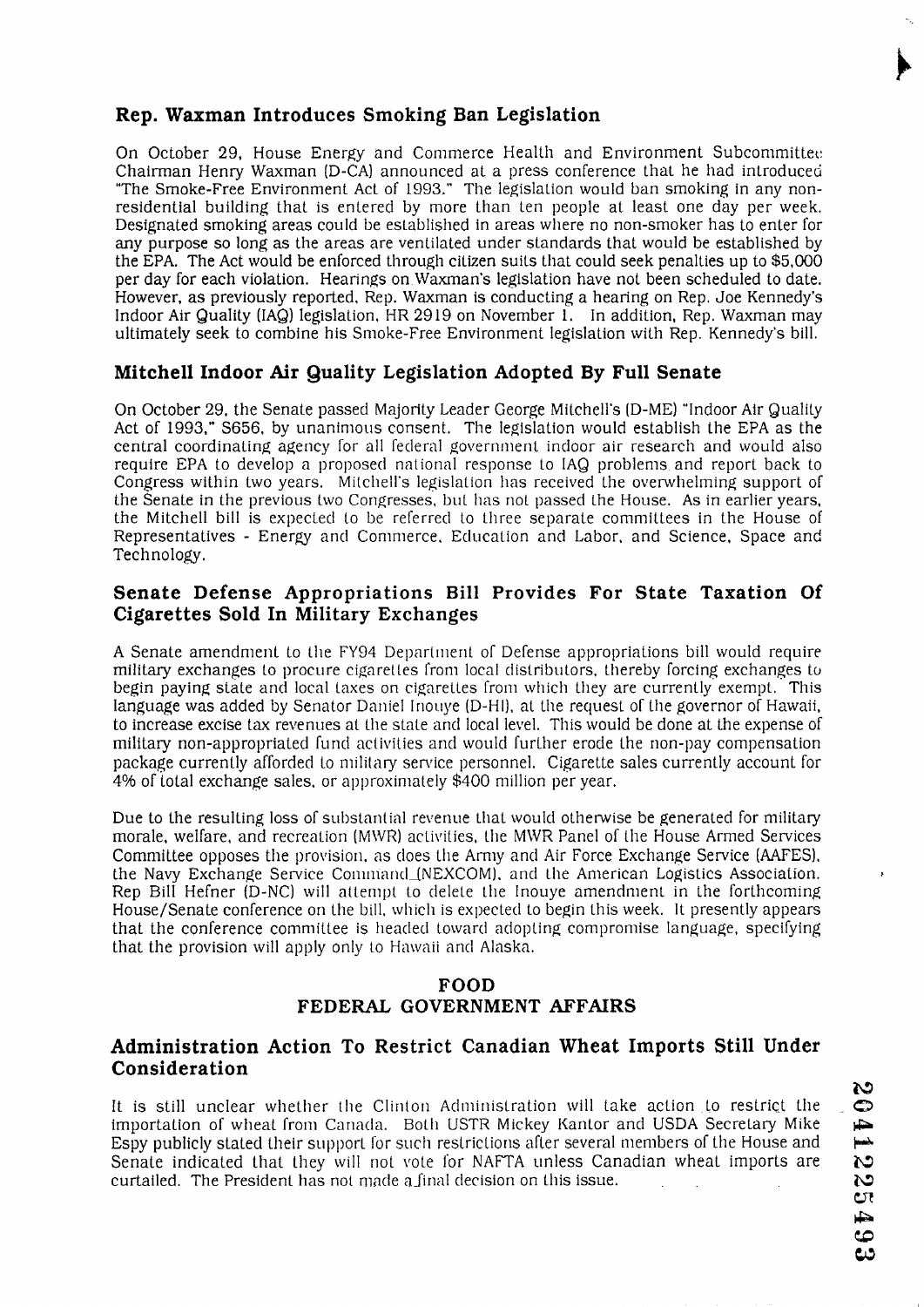## Rep. Waxman Introduces Smoking Ban Legislation

On October 29, House Energy and Commerce Health and Environment Subcommittee Chairman Henry Waxman (D-CA) announced at a press conference that he had introduced "The Smoke-Free Environment Act of 1993." The legislation would ban smoking in any non-residential building that is entered by more than ten people at least one day per week. Designated smoking areas could be established in areas where no non-smoker has to enter for any purpose so long as the areas are ventilated under standards that would be established by the EPA. The Act would be enforced through citizen suits that could seek penalties up to $5,000 per day for each violation. Hearings on Waxman's legislation have not been scheduled to date. However, as previously reported, Rep. Waxman is conducting a hearing on Rep. Joe Kennedy's Indoor Air Quality (IAQ) legislation, HR 2919 on November 1. In addition, Rep. Waxman may ultimately seek to combine his Smoke-Free Environment legislation with Rep. Kennedy's bill.

## Mitchell Indoor Air Quality Legislation Adopted By Full Senate

On October 29, the Senate passed Majority Leader George Mitchell's (D-ME) "Indoor Air Quality Act of 1993," S656, by unanimous consent. The legislation would establish the EPA as the central coordinating agency for all federal government indoor air research and would also require EPA to develop a proposed national response to IAQ problems and report back to Congress within two years. Mitchell's legislation has received the overwhelming support of the Senate in the previous two Congresses, but has not passed the House. As in earlier years, the Mitchell bill is expected to be referred to three separate committees in the House of Representatives - Energy and Commerce, Education and Labor, and Science, Space and Technology.

## Senate Defense Appropriations Bill Provides For State Taxation Of Cigarettes Sold In Military Exchanges

A Senate amendment to the FY94 Department of Defense appropriations bill would require military exchanges to procure cigarettes from local distributors, thereby forcing exchanges to begin paying state and local taxes on cigarettes from which they are currently exempt. This language was added by Senator Daniel Inouye (D-HI), at the request of the governor of Hawaii, to increase excise tax revenues at the state and local level. This would be done at the expense of military non-appropriated fund activities and would further erode the non-pay compensation package currently afforded to military service personnel. Cigarette sales currently account for 4% of total exchange sales, or approximately $400 million per year.

Due to the resulting loss of substantial revenue that would otherwise be generated for military morale, welfare, and recreation (MWR) activities, the MWR Panel of the House Armed Services Committee opposes the provision, as does the Army and Air Force Exchange Service (AAFES), the Navy Exchange Service Command (NEXCOM), and the American Logistics Association. Rep Bill Hefner (D-NC) will attempt to delete the Inouye amendment in the forthcoming House/Senate conference on the bill, which is expected to begin this week. It presently appears that the conference committee is headed toward adopting compromise language, specifying that the provision will apply only to Hawaii and Alaska.

# FOOD
# FEDERAL GOVERNMENT AFFAIRS

## Administration Action To Restrict Canadian Wheat Imports Still Under Consideration

It is still unclear whether the Clinton Administration will take action to restrict the importation of wheat from Canada. Both USTR Mickey Kantor and USDA Secretary Mike Espy publicly stated their support for such restrictions after several members of the House and Senate indicated that they will not vote for NAFTA unless Canadian wheat imports are curtailed. The President has not made a final decision on this issue.

2041225493